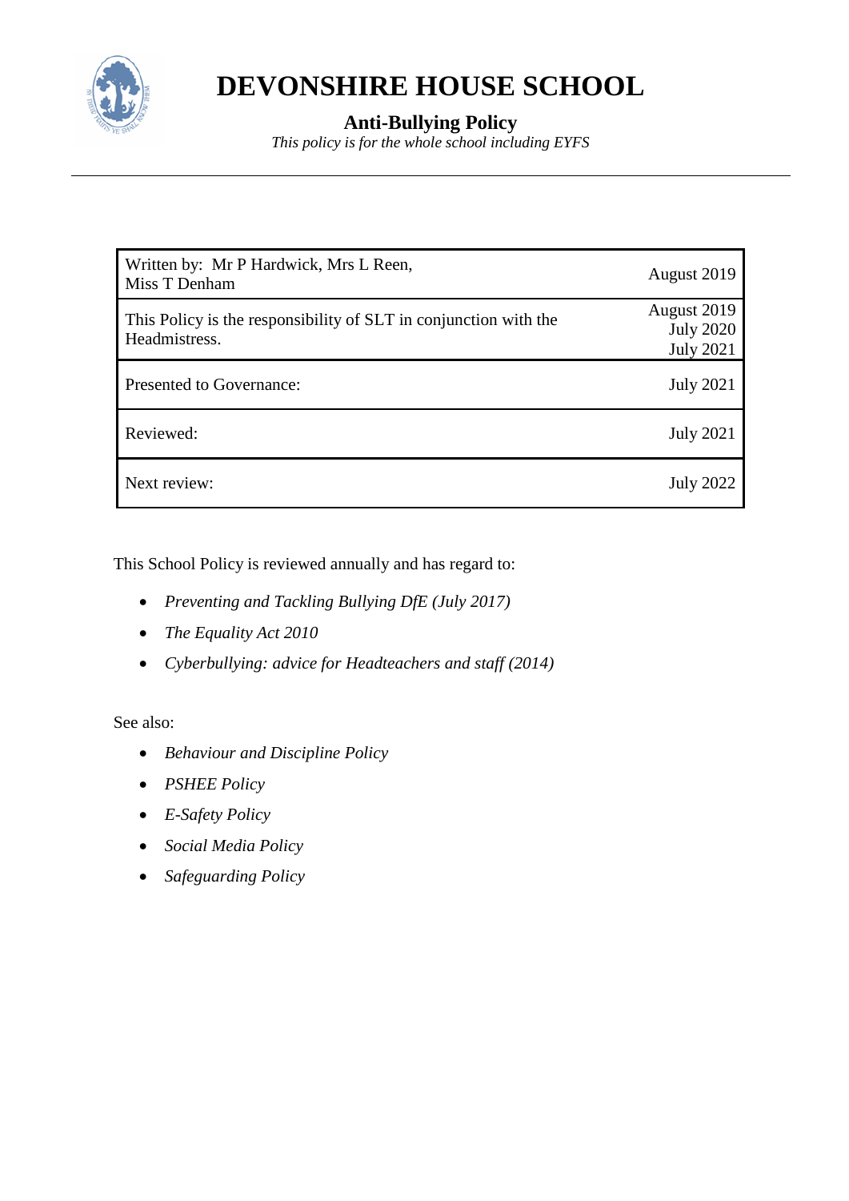# DEVONSHIRE HOUSE SCHOOL

## Anti-Bullying Policy

*This policy is for the whole school including EYFS*

| | |
|---|---|
| Written by: Mr P Hardwick, Mrs L Reen, Miss T Denham | August 2019 |
| This Policy is the responsibility of SLT in conjunction with the Headmistress. | August 2019<br>July 2020<br>July 2021 |
| Presented to Governance: | July 2021 |
| Reviewed: | July 2021 |
| Next review: | July 2022 |

This School Policy is reviewed annually and has regard to:

- *Preventing and Tackling Bullying DfE (July 2017)*
- *The Equality Act 2010*
- *Cyberbullying: advice for Headteachers and staff (2014)*

See also:

- *Behaviour and Discipline Policy*
- *PSHEE Policy*
- *E-Safety Policy*
- *Social Media Policy*
- *Safeguarding Policy*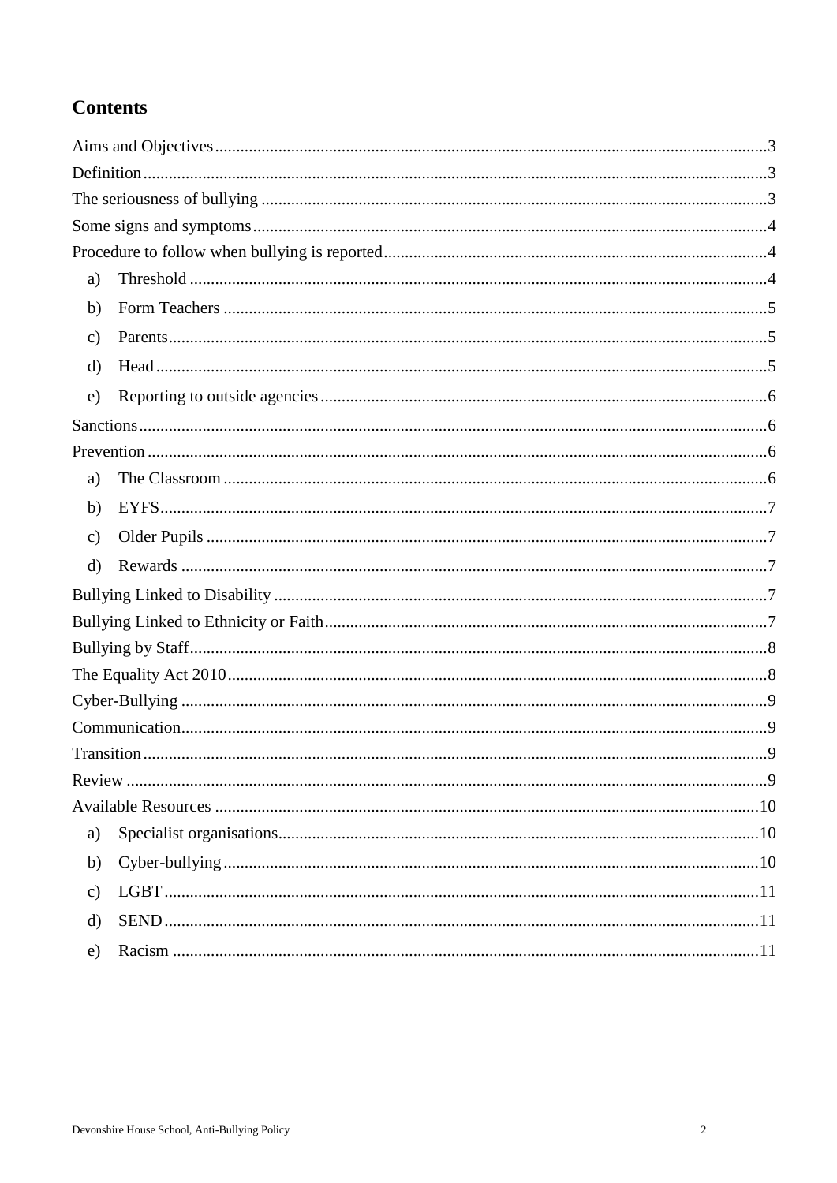## Contents

Aims and Objectives ... 3
Definition ... 3
The seriousness of bullying ... 3
Some signs and symptoms ... 4
Procedure to follow when bullying is reported ... 4

- a) Threshold ... 4
- b) Form Teachers ... 5
- c) Parents ... 5
- d) Head ... 5
- e) Reporting to outside agencies ... 6

Sanctions ... 6
Prevention ... 6

- a) The Classroom ... 6
- b) EYFS ... 7
- c) Older Pupils ... 7
- d) Rewards ... 7

Bullying Linked to Disability ... 7
Bullying Linked to Ethnicity or Faith ... 7
Bullying by Staff ... 8
The Equality Act 2010 ... 8
Cyber-Bullying ... 9
Communication ... 9
Transition ... 9
Review ... 9
Available Resources ... 10

- a) Specialist organisations ... 10
- b) Cyber-bullying ... 10
- c) LGBT ... 11
- d) SEND ... 11
- e) Racism ... 11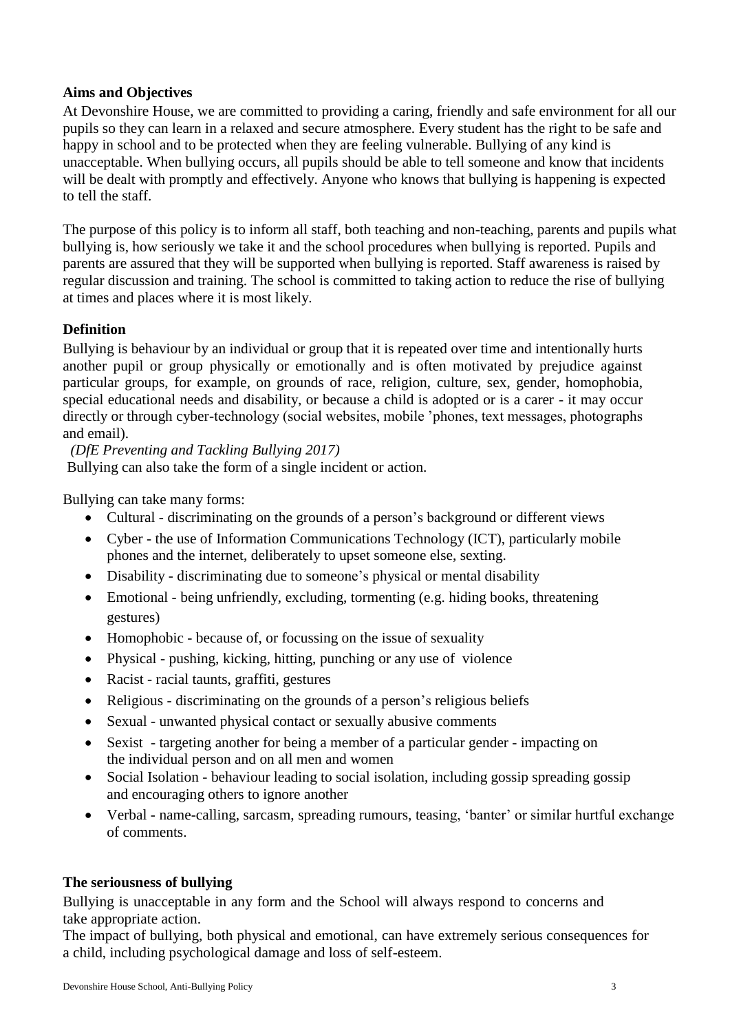**Aims and Objectives**

At Devonshire House, we are committed to providing a caring, friendly and safe environment for all our pupils so they can learn in a relaxed and secure atmosphere. Every student has the right to be safe and happy in school and to be protected when they are feeling vulnerable. Bullying of any kind is unacceptable. When bullying occurs, all pupils should be able to tell someone and know that incidents will be dealt with promptly and effectively. Anyone who knows that bullying is happening is expected to tell the staff.

The purpose of this policy is to inform all staff, both teaching and non-teaching, parents and pupils what bullying is, how seriously we take it and the school procedures when bullying is reported. Pupils and parents are assured that they will be supported when bullying is reported. Staff awareness is raised by regular discussion and training. The school is committed to taking action to reduce the rise of bullying at times and places where it is most likely.

**Definition**

Bullying is behaviour by an individual or group that it is repeated over time and intentionally hurts another pupil or group physically or emotionally and is often motivated by prejudice against particular groups, for example, on grounds of race, religion, culture, sex, gender, homophobia, special educational needs and disability, or because a child is adopted or is a carer - it may occur directly or through cyber-technology (social websites, mobile 'phones, text messages, photographs and email).

*(DfE Preventing and Tackling Bullying 2017)*

Bullying can also take the form of a single incident or action.

Bullying can take many forms:

- Cultural - discriminating on the grounds of a person's background or different views
- Cyber - the use of Information Communications Technology (ICT), particularly mobile phones and the internet, deliberately to upset someone else, sexting.
- Disability - discriminating due to someone's physical or mental disability
- Emotional - being unfriendly, excluding, tormenting (e.g. hiding books, threatening gestures)
- Homophobic - because of, or focussing on the issue of sexuality
- Physical - pushing, kicking, hitting, punching or any use of violence
- Racist - racial taunts, graffiti, gestures
- Religious - discriminating on the grounds of a person's religious beliefs
- Sexual - unwanted physical contact or sexually abusive comments
- Sexist - targeting another for being a member of a particular gender - impacting on the individual person and on all men and women
- Social Isolation - behaviour leading to social isolation, including gossip spreading gossip and encouraging others to ignore another
- Verbal - name-calling, sarcasm, spreading rumours, teasing, 'banter' or similar hurtful exchange of comments.

**The seriousness of bullying**

Bullying is unacceptable in any form and the School will always respond to concerns and take appropriate action.

The impact of bullying, both physical and emotional, can have extremely serious consequences for a child, including psychological damage and loss of self-esteem.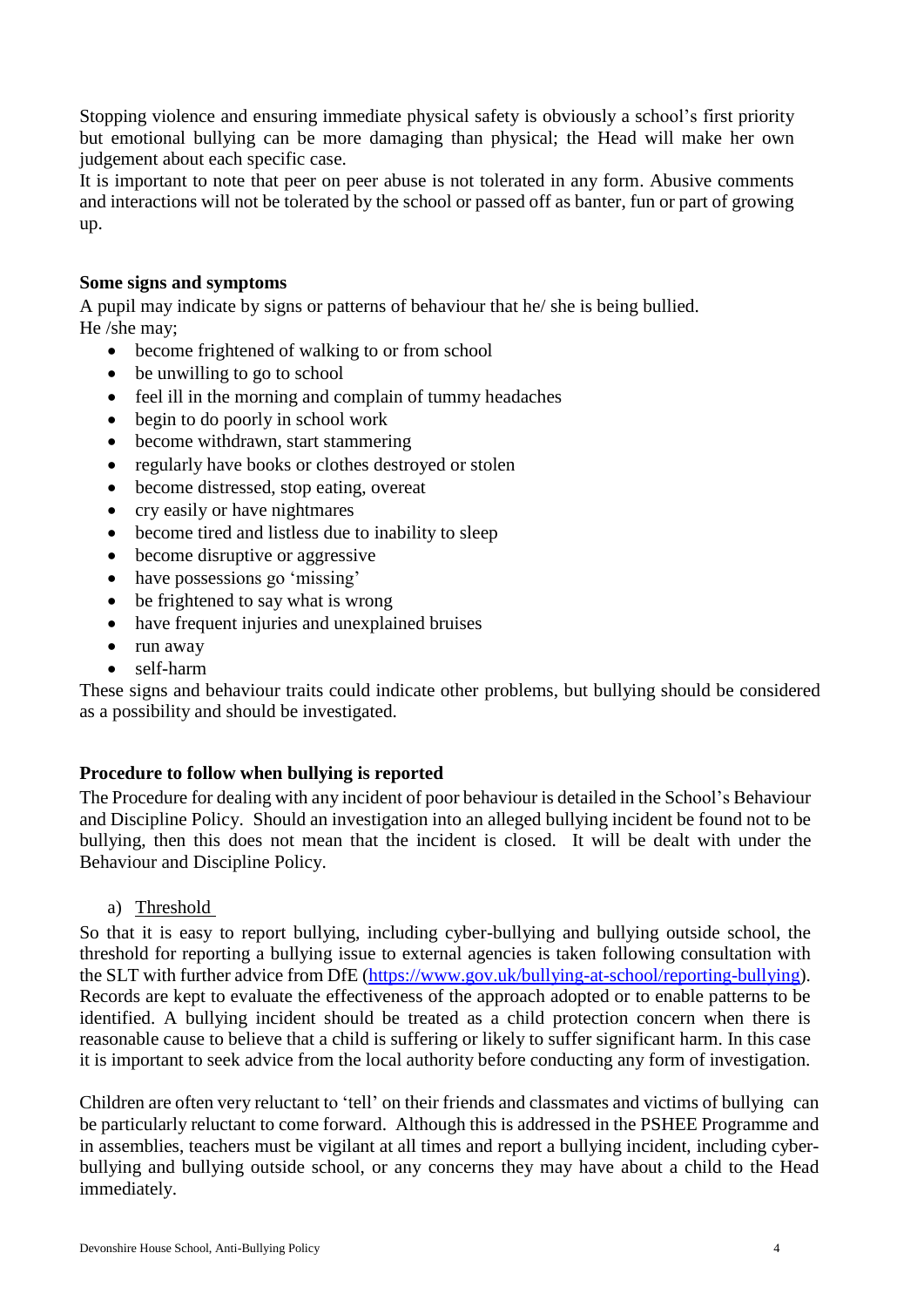Stopping violence and ensuring immediate physical safety is obviously a school's first priority but emotional bullying can be more damaging than physical; the Head will make her own judgement about each specific case.
It is important to note that peer on peer abuse is not tolerated in any form. Abusive comments and interactions will not be tolerated by the school or passed off as banter, fun or part of growing up.

**Some signs and symptoms**

A pupil may indicate by signs or patterns of behaviour that he/ she is being bullied.
He /she may;

- become frightened of walking to or from school
- be unwilling to go to school
- feel ill in the morning and complain of tummy headaches
- begin to do poorly in school work
- become withdrawn, start stammering
- regularly have books or clothes destroyed or stolen
- become distressed, stop eating, overeat
- cry easily or have nightmares
- become tired and listless due to inability to sleep
- become disruptive or aggressive
- have possessions go 'missing'
- be frightened to say what is wrong
- have frequent injuries and unexplained bruises
- run away
- self-harm

These signs and behaviour traits could indicate other problems, but bullying should be considered as a possibility and should be investigated.

**Procedure to follow when bullying is reported**

The Procedure for dealing with any incident of poor behaviour is detailed in the School's Behaviour and Discipline Policy. Should an investigation into an alleged bullying incident be found not to be bullying, then this does not mean that the incident is closed. It will be dealt with under the Behaviour and Discipline Policy.

a) Threshold

So that it is easy to report bullying, including cyber-bullying and bullying outside school, the threshold for reporting a bullying issue to external agencies is taken following consultation with the SLT with further advice from DfE (https://www.gov.uk/bullying-at-school/reporting-bullying). Records are kept to evaluate the effectiveness of the approach adopted or to enable patterns to be identified. A bullying incident should be treated as a child protection concern when there is reasonable cause to believe that a child is suffering or likely to suffer significant harm. In this case it is important to seek advice from the local authority before conducting any form of investigation.

Children are often very reluctant to 'tell' on their friends and classmates and victims of bullying can be particularly reluctant to come forward. Although this is addressed in the PSHEE Programme and in assemblies, teachers must be vigilant at all times and report a bullying incident, including cyber-bullying and bullying outside school, or any concerns they may have about a child to the Head immediately.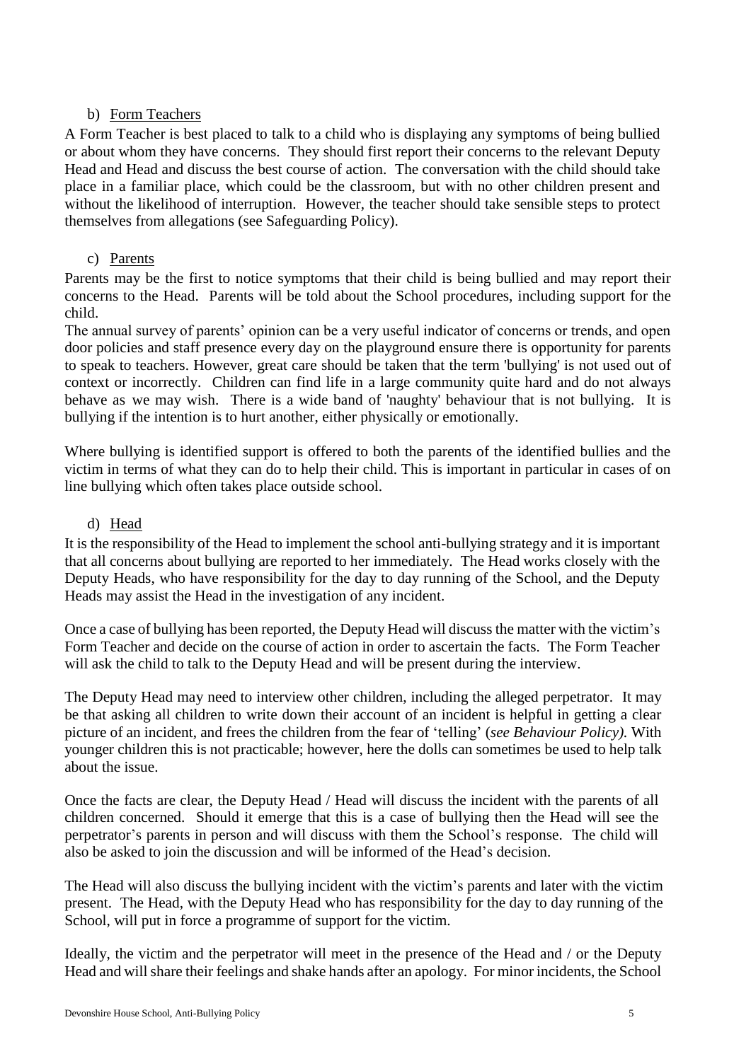b) Form Teachers

A Form Teacher is best placed to talk to a child who is displaying any symptoms of being bullied or about whom they have concerns. They should first report their concerns to the relevant Deputy Head and Head and discuss the best course of action. The conversation with the child should take place in a familiar place, which could be the classroom, but with no other children present and without the likelihood of interruption. However, the teacher should take sensible steps to protect themselves from allegations (see Safeguarding Policy).

c) Parents

Parents may be the first to notice symptoms that their child is being bullied and may report their concerns to the Head. Parents will be told about the School procedures, including support for the child.

The annual survey of parents' opinion can be a very useful indicator of concerns or trends, and open door policies and staff presence every day on the playground ensure there is opportunity for parents to speak to teachers. However, great care should be taken that the term 'bullying' is not used out of context or incorrectly. Children can find life in a large community quite hard and do not always behave as we may wish. There is a wide band of 'naughty' behaviour that is not bullying. It is bullying if the intention is to hurt another, either physically or emotionally.

Where bullying is identified support is offered to both the parents of the identified bullies and the victim in terms of what they can do to help their child. This is important in particular in cases of on line bullying which often takes place outside school.

d) Head

It is the responsibility of the Head to implement the school anti-bullying strategy and it is important that all concerns about bullying are reported to her immediately. The Head works closely with the Deputy Heads, who have responsibility for the day to day running of the School, and the Deputy Heads may assist the Head in the investigation of any incident.

Once a case of bullying has been reported, the Deputy Head will discuss the matter with the victim's Form Teacher and decide on the course of action in order to ascertain the facts. The Form Teacher will ask the child to talk to the Deputy Head and will be present during the interview.

The Deputy Head may need to interview other children, including the alleged perpetrator. It may be that asking all children to write down their account of an incident is helpful in getting a clear picture of an incident, and frees the children from the fear of 'telling' (*see Behaviour Policy).* With younger children this is not practicable; however, here the dolls can sometimes be used to help talk about the issue.

Once the facts are clear, the Deputy Head / Head will discuss the incident with the parents of all children concerned. Should it emerge that this is a case of bullying then the Head will see the perpetrator's parents in person and will discuss with them the School's response. The child will also be asked to join the discussion and will be informed of the Head's decision.

The Head will also discuss the bullying incident with the victim's parents and later with the victim present. The Head, with the Deputy Head who has responsibility for the day to day running of the School, will put in force a programme of support for the victim.

Ideally, the victim and the perpetrator will meet in the presence of the Head and / or the Deputy Head and will share their feelings and shake hands after an apology. For minor incidents, the School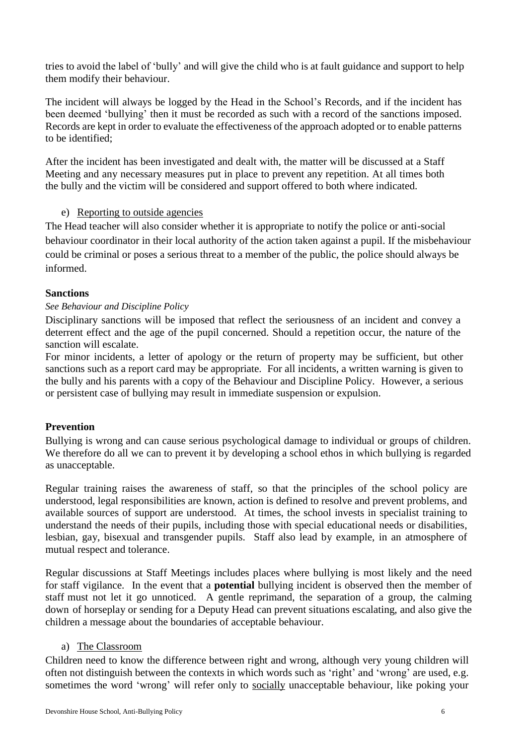tries to avoid the label of 'bully' and will give the child who is at fault guidance and support to help them modify their behaviour.

The incident will always be logged by the Head in the School's Records, and if the incident has been deemed 'bullying' then it must be recorded as such with a record of the sanctions imposed. Records are kept in order to evaluate the effectiveness of the approach adopted or to enable patterns to be identified;

After the incident has been investigated and dealt with, the matter will be discussed at a Staff Meeting and any necessary measures put in place to prevent any repetition. At all times both the bully and the victim will be considered and support offered to both where indicated.

e) <u>Reporting to outside agencies</u>

The Head teacher will also consider whether it is appropriate to notify the police or anti-social behaviour coordinator in their local authority of the action taken against a pupil. If the misbehaviour could be criminal or poses a serious threat to a member of the public, the police should always be informed.

**Sanctions**

*See Behaviour and Discipline Policy*

Disciplinary sanctions will be imposed that reflect the seriousness of an incident and convey a deterrent effect and the age of the pupil concerned. Should a repetition occur, the nature of the sanction will escalate.

For minor incidents, a letter of apology or the return of property may be sufficient, but other sanctions such as a report card may be appropriate. For all incidents, a written warning is given to the bully and his parents with a copy of the Behaviour and Discipline Policy. However, a serious or persistent case of bullying may result in immediate suspension or expulsion.

**Prevention**

Bullying is wrong and can cause serious psychological damage to individual or groups of children. We therefore do all we can to prevent it by developing a school ethos in which bullying is regarded as unacceptable.

Regular training raises the awareness of staff, so that the principles of the school policy are understood, legal responsibilities are known, action is defined to resolve and prevent problems, and available sources of support are understood. At times, the school invests in specialist training to understand the needs of their pupils, including those with special educational needs or disabilities, lesbian, gay, bisexual and transgender pupils. Staff also lead by example, in an atmosphere of mutual respect and tolerance.

Regular discussions at Staff Meetings includes places where bullying is most likely and the need for staff vigilance. In the event that a **potential** bullying incident is observed then the member of staff must not let it go unnoticed. A gentle reprimand, the separation of a group, the calming down of horseplay or sending for a Deputy Head can prevent situations escalating, and also give the children a message about the boundaries of acceptable behaviour.

a) <u>The Classroom</u>

Children need to know the difference between right and wrong, although very young children will often not distinguish between the contexts in which words such as 'right' and 'wrong' are used, e.g. sometimes the word 'wrong' will refer only to <u>socially</u> unacceptable behaviour, like poking your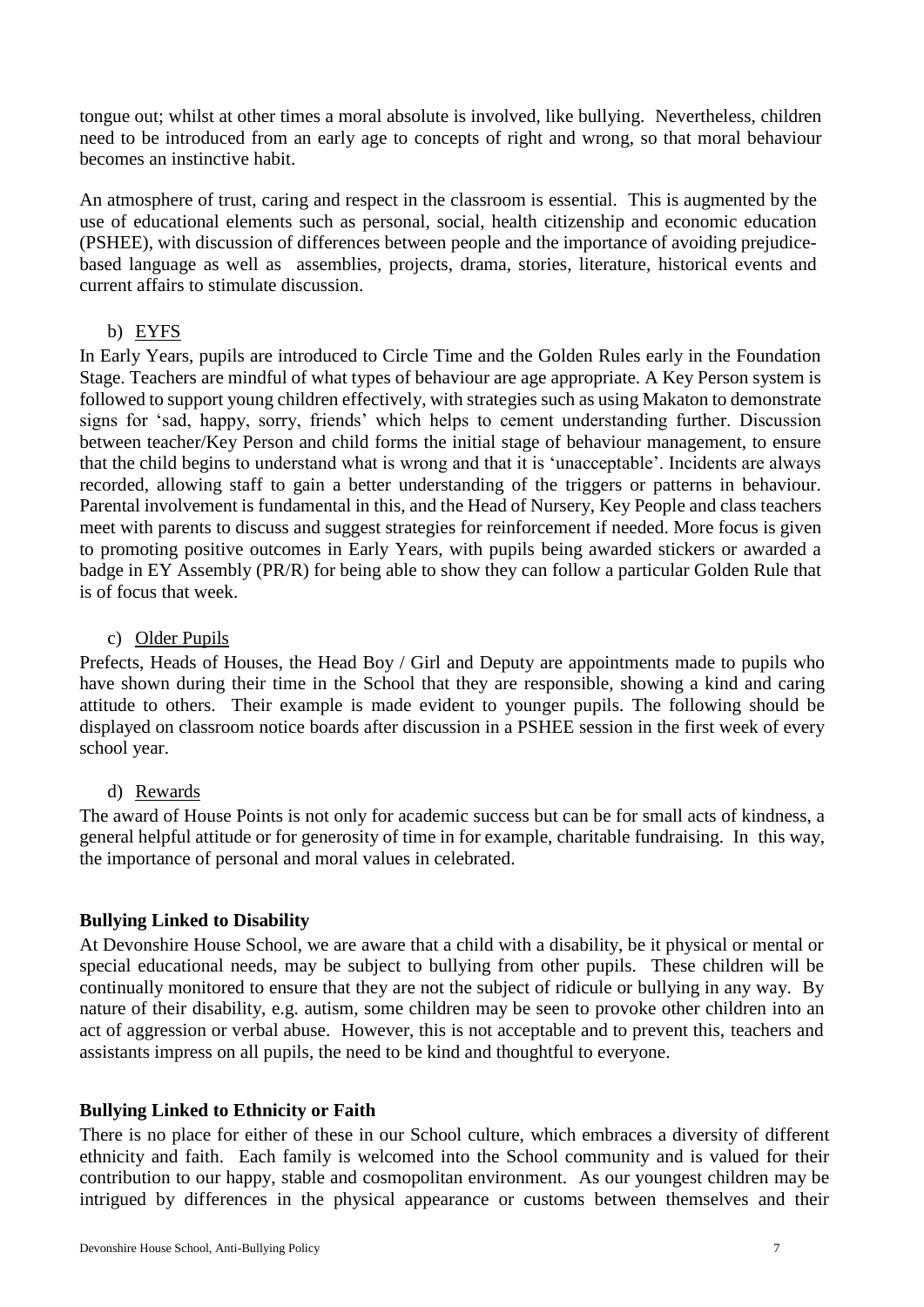tongue out; whilst at other times a moral absolute is involved, like bullying. Nevertheless, children need to be introduced from an early age to concepts of right and wrong, so that moral behaviour becomes an instinctive habit.

An atmosphere of trust, caring and respect in the classroom is essential. This is augmented by the use of educational elements such as personal, social, health citizenship and economic education (PSHEE), with discussion of differences between people and the importance of avoiding prejudice-based language as well as assemblies, projects, drama, stories, literature, historical events and current affairs to stimulate discussion.

b) EYFS

In Early Years, pupils are introduced to Circle Time and the Golden Rules early in the Foundation Stage. Teachers are mindful of what types of behaviour are age appropriate. A Key Person system is followed to support young children effectively, with strategies such as using Makaton to demonstrate signs for 'sad, happy, sorry, friends' which helps to cement understanding further. Discussion between teacher/Key Person and child forms the initial stage of behaviour management, to ensure that the child begins to understand what is wrong and that it is 'unacceptable'. Incidents are always recorded, allowing staff to gain a better understanding of the triggers or patterns in behaviour. Parental involvement is fundamental in this, and the Head of Nursery, Key People and class teachers meet with parents to discuss and suggest strategies for reinforcement if needed. More focus is given to promoting positive outcomes in Early Years, with pupils being awarded stickers or awarded a badge in EY Assembly (PR/R) for being able to show they can follow a particular Golden Rule that is of focus that week.

c) Older Pupils

Prefects, Heads of Houses, the Head Boy / Girl and Deputy are appointments made to pupils who have shown during their time in the School that they are responsible, showing a kind and caring attitude to others. Their example is made evident to younger pupils. The following should be displayed on classroom notice boards after discussion in a PSHEE session in the first week of every school year.

d) Rewards

The award of House Points is not only for academic success but can be for small acts of kindness, a general helpful attitude or for generosity of time in for example, charitable fundraising. In this way, the importance of personal and moral values in celebrated.

**Bullying Linked to Disability**

At Devonshire House School, we are aware that a child with a disability, be it physical or mental or special educational needs, may be subject to bullying from other pupils. These children will be continually monitored to ensure that they are not the subject of ridicule or bullying in any way. By nature of their disability, e.g. autism, some children may be seen to provoke other children into an act of aggression or verbal abuse. However, this is not acceptable and to prevent this, teachers and assistants impress on all pupils, the need to be kind and thoughtful to everyone.

**Bullying Linked to Ethnicity or Faith**

There is no place for either of these in our School culture, which embraces a diversity of different ethnicity and faith. Each family is welcomed into the School community and is valued for their contribution to our happy, stable and cosmopolitan environment. As our youngest children may be intrigued by differences in the physical appearance or customs between themselves and their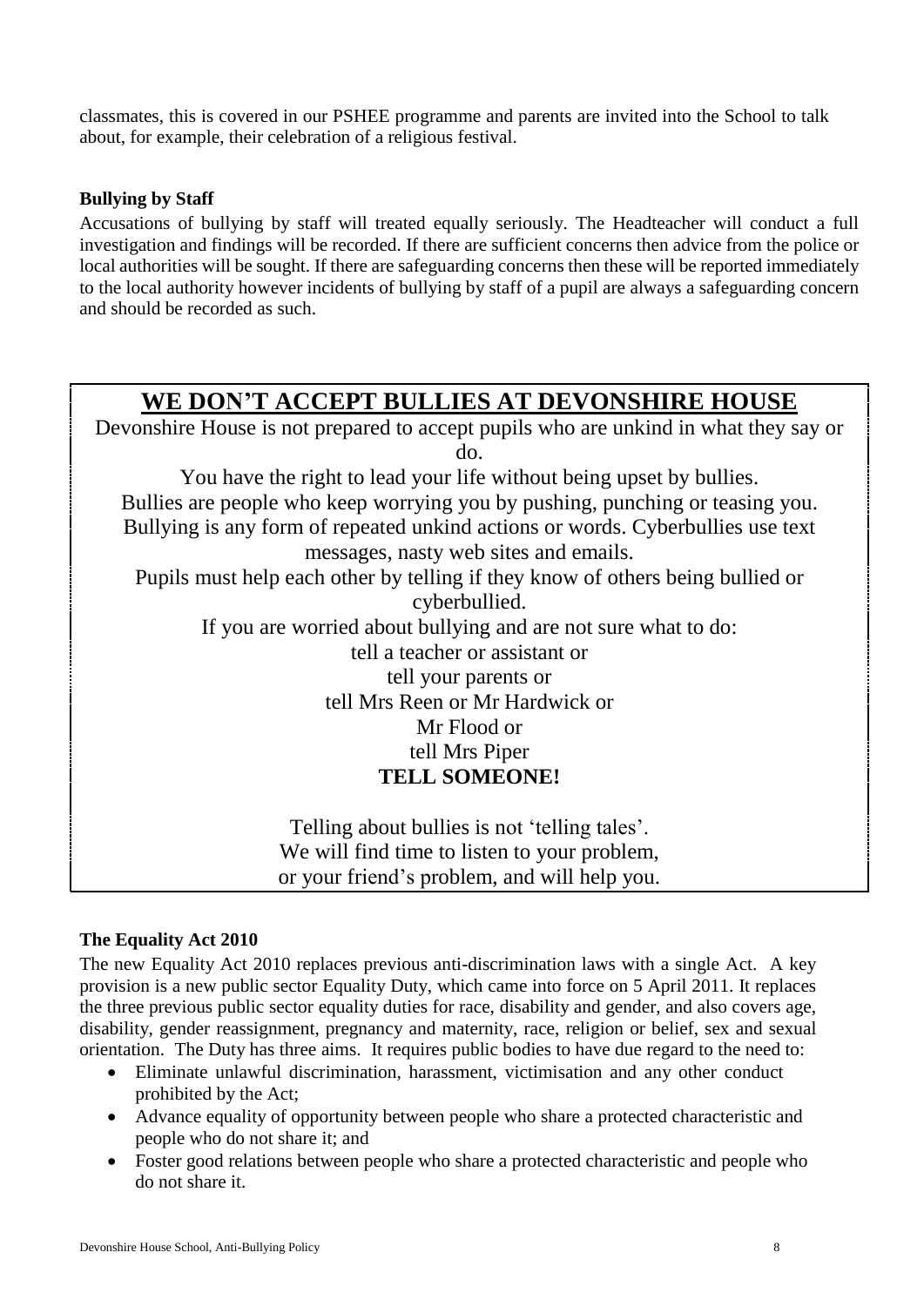classmates, this is covered in our PSHEE programme and parents are invited into the School to talk about, for example, their celebration of a religious festival.

**Bullying by Staff**

Accusations of bullying by staff will treated equally seriously. The Headteacher will conduct a full investigation and findings will be recorded. If there are sufficient concerns then advice from the police or local authorities will be sought. If there are safeguarding concerns then these will be reported immediately to the local authority however incidents of bullying by staff of a pupil are always a safeguarding concern and should be recorded as such.

## WE DON'T ACCEPT BULLIES AT DEVONSHIRE HOUSE

Devonshire House is not prepared to accept pupils who are unkind in what they say or do.

You have the right to lead your life without being upset by bullies.

Bullies are people who keep worrying you by pushing, punching or teasing you.

Bullying is any form of repeated unkind actions or words. Cyberbullies use text messages, nasty web sites and emails.

Pupils must help each other by telling if they know of others being bullied or cyberbullied.

If you are worried about bullying and are not sure what to do:

tell a teacher or assistant or  
tell your parents or  
tell Mrs Reen or Mr Hardwick or  
Mr Flood or  
tell Mrs Piper

**TELL SOMEONE!**

Telling about bullies is not 'telling tales'.  
We will find time to listen to your problem,  
or your friend's problem, and will help you.

**The Equality Act 2010**

The new Equality Act 2010 replaces previous anti-discrimination laws with a single Act. A key provision is a new public sector Equality Duty, which came into force on 5 April 2011. It replaces the three previous public sector equality duties for race, disability and gender, and also covers age, disability, gender reassignment, pregnancy and maternity, race, religion or belief, sex and sexual orientation. The Duty has three aims. It requires public bodies to have due regard to the need to:

- Eliminate unlawful discrimination, harassment, victimisation and any other conduct prohibited by the Act;
- Advance equality of opportunity between people who share a protected characteristic and people who do not share it; and
- Foster good relations between people who share a protected characteristic and people who do not share it.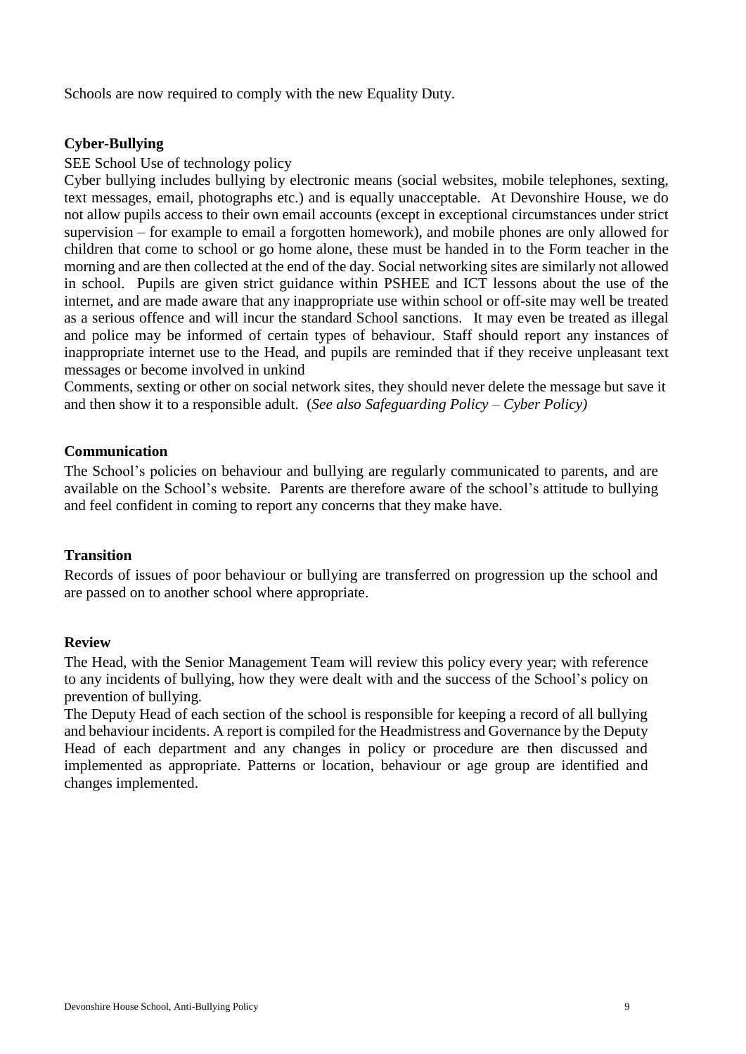Schools are now required to comply with the new Equality Duty.

**Cyber-Bullying**

SEE School Use of technology policy

Cyber bullying includes bullying by electronic means (social websites, mobile telephones, sexting, text messages, email, photographs etc.) and is equally unacceptable. At Devonshire House, we do not allow pupils access to their own email accounts (except in exceptional circumstances under strict supervision – for example to email a forgotten homework), and mobile phones are only allowed for children that come to school or go home alone, these must be handed in to the Form teacher in the morning and are then collected at the end of the day. Social networking sites are similarly not allowed in school. Pupils are given strict guidance within PSHEE and ICT lessons about the use of the internet, and are made aware that any inappropriate use within school or off-site may well be treated as a serious offence and will incur the standard School sanctions. It may even be treated as illegal and police may be informed of certain types of behaviour. Staff should report any instances of inappropriate internet use to the Head, and pupils are reminded that if they receive unpleasant text messages or become involved in unkind

Comments, sexting or other on social network sites, they should never delete the message but save it and then show it to a responsible adult. (*See also Safeguarding Policy – Cyber Policy)*

**Communication**

The School's policies on behaviour and bullying are regularly communicated to parents, and are available on the School's website. Parents are therefore aware of the school's attitude to bullying and feel confident in coming to report any concerns that they make have.

**Transition**

Records of issues of poor behaviour or bullying are transferred on progression up the school and are passed on to another school where appropriate.

**Review**

The Head, with the Senior Management Team will review this policy every year; with reference to any incidents of bullying, how they were dealt with and the success of the School's policy on prevention of bullying.

The Deputy Head of each section of the school is responsible for keeping a record of all bullying and behaviour incidents. A report is compiled for the Headmistress and Governance by the Deputy Head of each department and any changes in policy or procedure are then discussed and implemented as appropriate. Patterns or location, behaviour or age group are identified and changes implemented.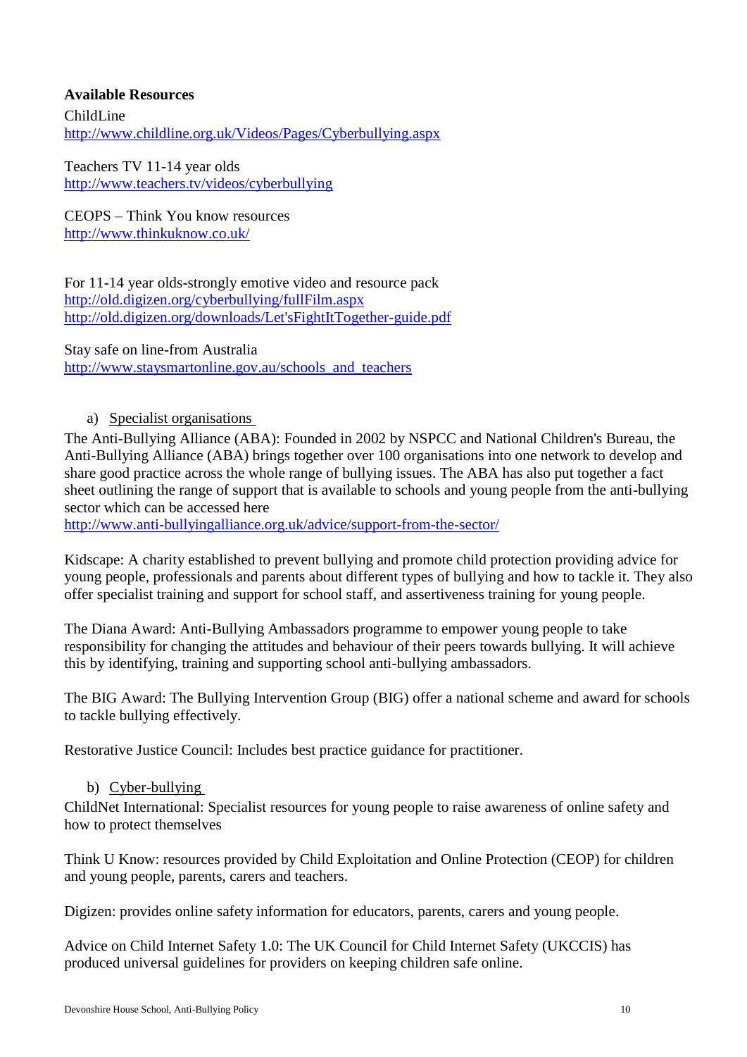**Available Resources**

ChildLine
http://www.childline.org.uk/Videos/Pages/Cyberbullying.aspx

Teachers TV 11-14 year olds
http://www.teachers.tv/videos/cyberbullying

CEOPS – Think You know resources
http://www.thinkuknow.co.uk/

For 11-14 year olds-strongly emotive video and resource pack
http://old.digizen.org/cyberbullying/fullFilm.aspx
http://old.digizen.org/downloads/Let'sFightItTogether-guide.pdf

Stay safe on line-from Australia
http://www.staysmartonline.gov.au/schools_and_teachers

a) Specialist organisations

The Anti-Bullying Alliance (ABA): Founded in 2002 by NSPCC and National Children's Bureau, the Anti-Bullying Alliance (ABA) brings together over 100 organisations into one network to develop and share good practice across the whole range of bullying issues. The ABA has also put together a fact sheet outlining the range of support that is available to schools and young people from the anti-bullying sector which can be accessed here
http://www.anti-bullyingalliance.org.uk/advice/support-from-the-sector/

Kidscape: A charity established to prevent bullying and promote child protection providing advice for young people, professionals and parents about different types of bullying and how to tackle it. They also offer specialist training and support for school staff, and assertiveness training for young people.

The Diana Award: Anti-Bullying Ambassadors programme to empower young people to take responsibility for changing the attitudes and behaviour of their peers towards bullying. It will achieve this by identifying, training and supporting school anti-bullying ambassadors.

The BIG Award: The Bullying Intervention Group (BIG) offer a national scheme and award for schools to tackle bullying effectively.

Restorative Justice Council: Includes best practice guidance for practitioner.

b) Cyber-bullying

ChildNet International: Specialist resources for young people to raise awareness of online safety and how to protect themselves

Think U Know: resources provided by Child Exploitation and Online Protection (CEOP) for children and young people, parents, carers and teachers.

Digizen: provides online safety information for educators, parents, carers and young people.

Advice on Child Internet Safety 1.0: The UK Council for Child Internet Safety (UKCCIS) has produced universal guidelines for providers on keeping children safe online.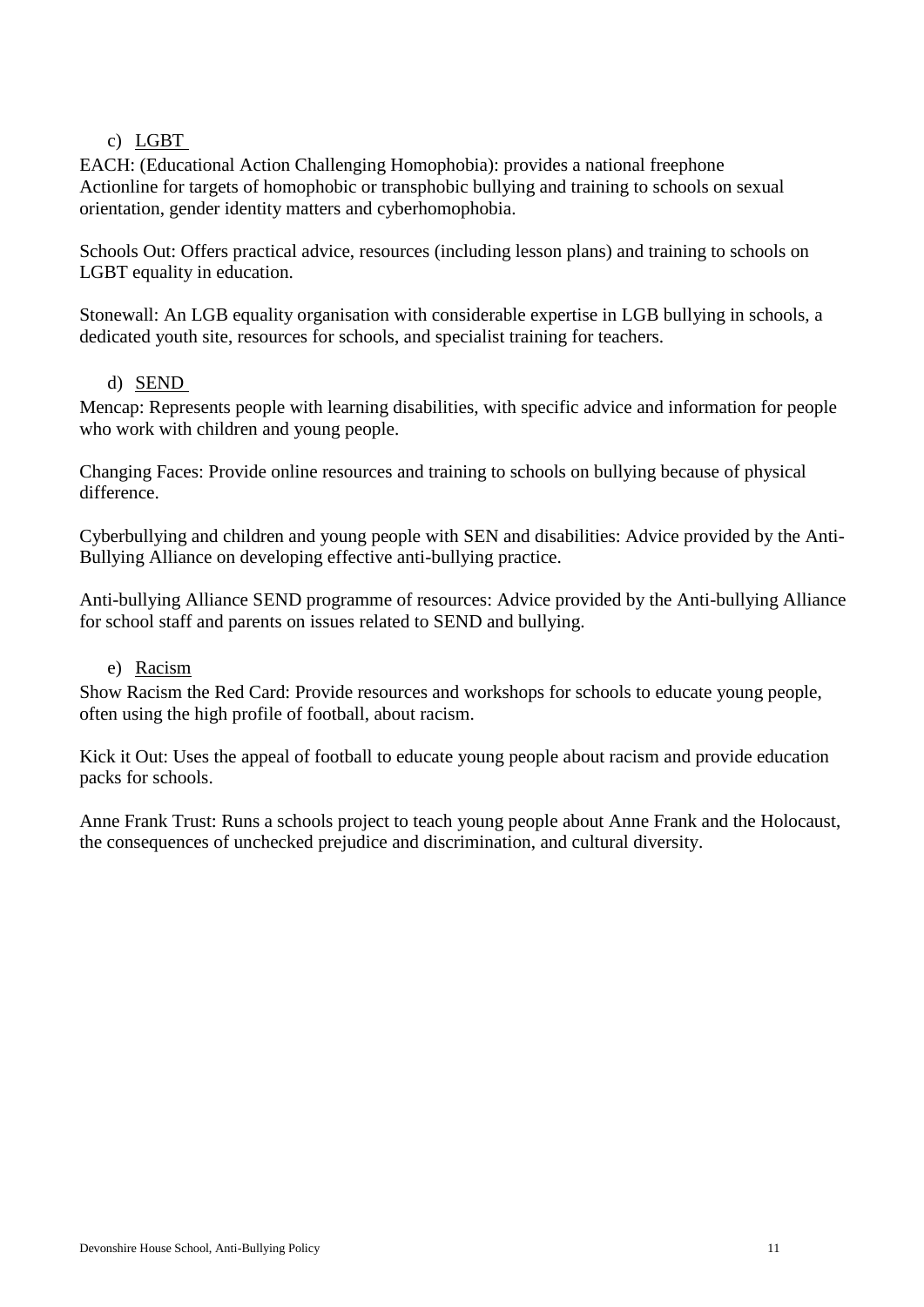c) LGBT

EACH: (Educational Action Challenging Homophobia): provides a national freephone Actionline for targets of homophobic or transphobic bullying and training to schools on sexual orientation, gender identity matters and cyberhomophobia.

Schools Out: Offers practical advice, resources (including lesson plans) and training to schools on LGBT equality in education.

Stonewall: An LGB equality organisation with considerable expertise in LGB bullying in schools, a dedicated youth site, resources for schools, and specialist training for teachers.

d) SEND

Mencap: Represents people with learning disabilities, with specific advice and information for people who work with children and young people.

Changing Faces: Provide online resources and training to schools on bullying because of physical difference.

Cyberbullying and children and young people with SEN and disabilities: Advice provided by the Anti-Bullying Alliance on developing effective anti-bullying practice.

Anti-bullying Alliance SEND programme of resources: Advice provided by the Anti-bullying Alliance for school staff and parents on issues related to SEND and bullying.

e) Racism

Show Racism the Red Card: Provide resources and workshops for schools to educate young people, often using the high profile of football, about racism.

Kick it Out: Uses the appeal of football to educate young people about racism and provide education packs for schools.

Anne Frank Trust: Runs a schools project to teach young people about Anne Frank and the Holocaust, the consequences of unchecked prejudice and discrimination, and cultural diversity.